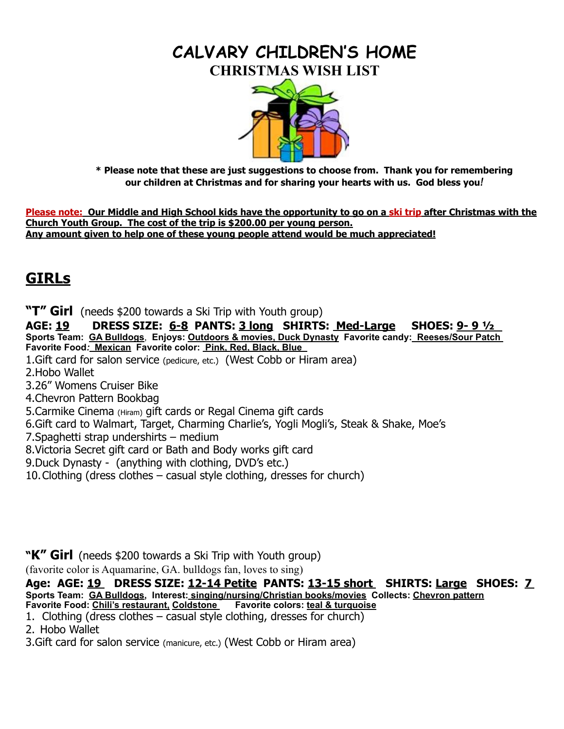# CALVARY CHILDREN'S HOME

## CHRISTMAS WISH LIST

**\* Please note that these are just suggestions to choose from. Thank you for remembering our children at Christmas and for sharing your hearts with us. God bless you!**

**Please note: Our Middle and High School kids have the opportunity to go on a ski trip after Christmas with the Church Youth Group. The cost of the trip is $200.00 per young person.**
**Any amount given to help one of these young people attend would be much appreciated!**

## GIRLs

**"T" Girl** (needs $200 towards a Ski Trip with Youth group)

**AGE: 19 DRESS SIZE: 6-8 PANTS: 3 long SHIRTS: Med-Large SHOES: 9- 9 ½**
**Sports Team: GA Bulldogs, Enjoys: Outdoors & movies, Duck Dynasty Favorite candy: Reeses/Sour Patch**
**Favorite Food: Mexican Favorite color: Pink, Red, Black, Blue**

1. Gift card for salon service (pedicure, etc.) (West Cobb or Hiram area)
2. Hobo Wallet
3. 26" Womens Cruiser Bike
4. Chevron Pattern Bookbag
5. Carmike Cinema (Hiram) gift cards or Regal Cinema gift cards
6. Gift card to Walmart, Target, Charming Charlie's, Yogli Mogli's, Steak & Shake, Moe's
7. Spaghetti strap undershirts – medium
8. Victoria Secret gift card or Bath and Body works gift card
9. Duck Dynasty - (anything with clothing, DVD's etc.)
10. Clothing (dress clothes – casual style clothing, dresses for church)

**"K" Girl** (needs $200 towards a Ski Trip with Youth group)

(favorite color is Aquamarine, GA. bulldogs fan, loves to sing)

**Age: AGE: 19 DRESS SIZE: 12-14 Petite PANTS: 13-15 short SHIRTS: Large SHOES: 7**
**Sports Team: GA Bulldogs, Interest: singing/nursing/Christian books/movies Collects: Chevron pattern**
**Favorite Food: Chili's restaurant, Coldstone Favorite colors: teal & turquoise**

1. Clothing (dress clothes – casual style clothing, dresses for church)
2. Hobo Wallet
3. Gift card for salon service (manicure, etc.) (West Cobb or Hiram area)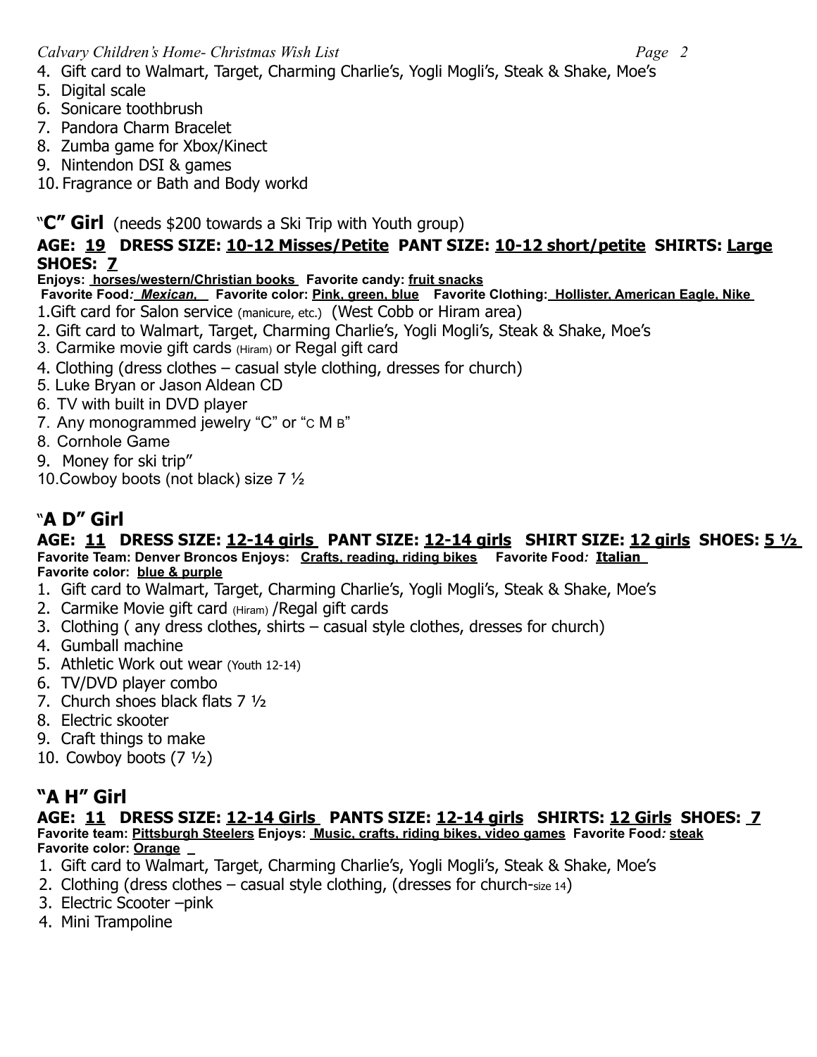4. Gift card to Walmart, Target, Charming Charlie's, Yogli Mogli's, Steak & Shake, Moe's
5. Digital scale
6. Sonicare toothbrush
7. Pandora Charm Bracelet
8. Zumba game for Xbox/Kinect
9. Nintendon DSI & games
10. Fragrance or Bath and Body workd

## "C" Girl (needs $200 towards a Ski Trip with Youth group)

**AGE: 19 DRESS SIZE: 10-12 Misses/Petite PANT SIZE: 10-12 short/petite SHIRTS: Large SHOES: 7**

**Enjoys: horses/western/Christian books Favorite candy: fruit snacks**
**Favorite Food: *Mexican,* Favorite color: Pink, green, blue Favorite Clothing: Hollister, American Eagle, Nike**

1. Gift card for Salon service (manicure, etc.) (West Cobb or Hiram area)
2. Gift card to Walmart, Target, Charming Charlie's, Yogli Mogli's, Steak & Shake, Moe's
3. Carmike movie gift cards (Hiram) or Regal gift card
4. Clothing (dress clothes – casual style clothing, dresses for church)
5. Luke Bryan or Jason Aldean CD
6. TV with built in DVD player
7. Any monogrammed jewelry "C" or "C M B"
8. Cornhole Game
9. Money for ski trip"
10. Cowboy boots (not black) size 7 ½

## "A D" Girl

**AGE: 11 DRESS SIZE: 12-14 girls PANT SIZE: 12-14 girls SHIRT SIZE: 12 girls SHOES: 5 ½**
**Favorite Team: Denver Broncos Enjoys: Crafts, reading, riding bikes Favorite Food: Italian**
**Favorite color: blue & purple**

1. Gift card to Walmart, Target, Charming Charlie's, Yogli Mogli's, Steak & Shake, Moe's
2. Carmike Movie gift card (Hiram) /Regal gift cards
3. Clothing ( any dress clothes, shirts – casual style clothes, dresses for church)
4. Gumball machine
5. Athletic Work out wear (Youth 12-14)
6. TV/DVD player combo
7. Church shoes black flats 7 ½
8. Electric skooter
9. Craft things to make
10. Cowboy boots (7 ½)

## "A H" Girl

**AGE: 11 DRESS SIZE: 12-14 Girls PANTS SIZE: 12-14 girls SHIRTS: 12 Girls SHOES: 7**
**Favorite team: Pittsburgh Steelers Enjoys: Music, crafts, riding bikes, video games Favorite Food: steak**
**Favorite color: Orange**

1. Gift card to Walmart, Target, Charming Charlie's, Yogli Mogli's, Steak & Shake, Moe's
2. Clothing (dress clothes – casual style clothing, (dresses for church-size 14)
3. Electric Scooter –pink
4. Mini Trampoline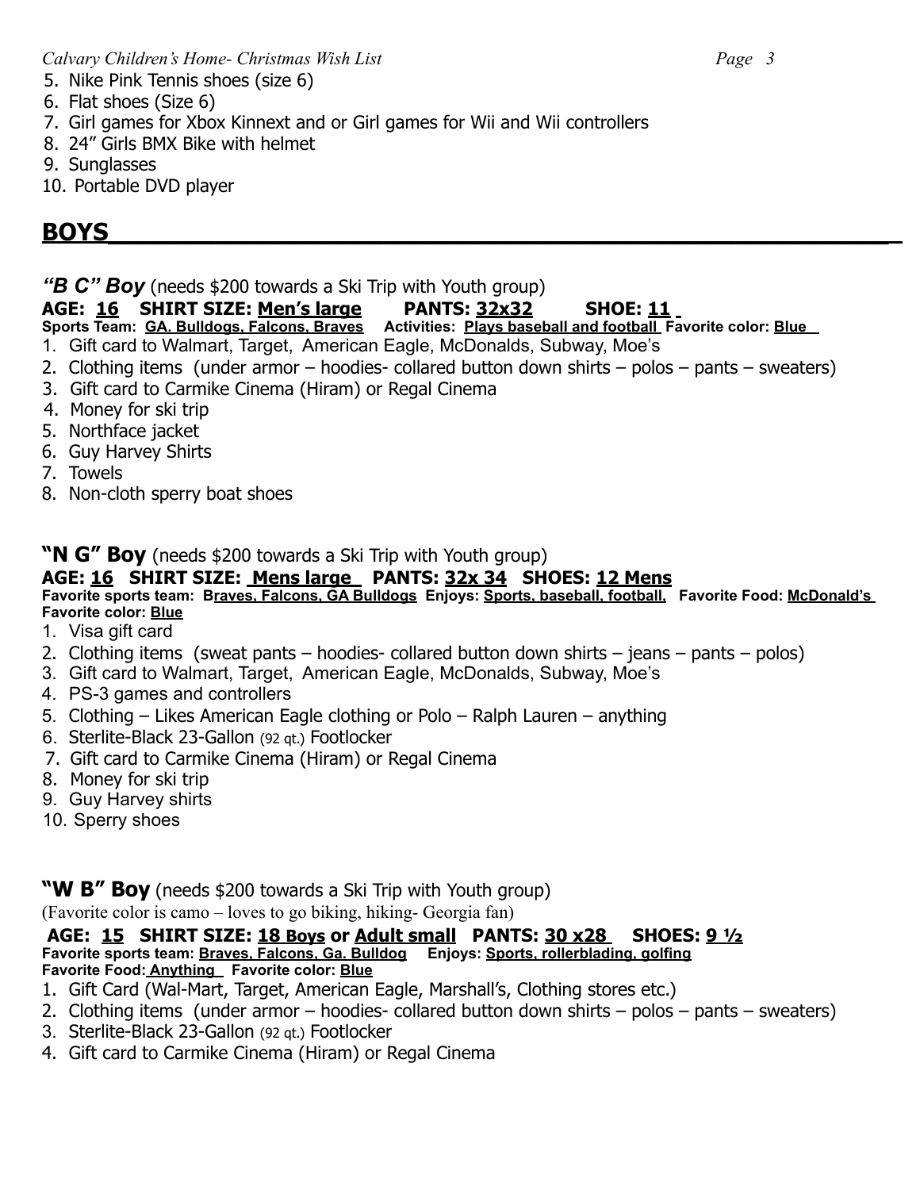5. Nike Pink Tennis shoes (size 6)
6. Flat shoes (Size 6)
7. Girl games for Xbox Kinnext and or Girl games for Wii and Wii controllers
8. 24" Girls BMX Bike with helmet
9. Sunglasses
10. Portable DVD player

## BOYS

***"B C" Boy*** (needs $200 towards a Ski Trip with Youth group)

**AGE: 16 SHIRT SIZE: Men's large PANTS: 32x32 SHOE: 11**

**Sports Team: GA. Bulldogs, Falcons, Braves Activities: Plays baseball and football Favorite color: Blue**

1. Gift card to Walmart, Target, American Eagle, McDonalds, Subway, Moe's
2. Clothing items (under armor – hoodies- collared button down shirts – polos – pants – sweaters)
3. Gift card to Carmike Cinema (Hiram) or Regal Cinema
4. Money for ski trip
5. Northface jacket
6. Guy Harvey Shirts
7. Towels
8. Non-cloth sperry boat shoes

**"N G" Boy** (needs $200 towards a Ski Trip with Youth group)

**AGE: 16 SHIRT SIZE: Mens large PANTS: 32x 34 SHOES: 12 Mens**

**Favorite sports team: Braves, Falcons, GA Bulldogs Enjoys: Sports, baseball, football, Favorite Food: McDonald's Favorite color: Blue**

1. Visa gift card
2. Clothing items (sweat pants – hoodies- collared button down shirts – jeans – pants – polos)
3. Gift card to Walmart, Target, American Eagle, McDonalds, Subway, Moe's
4. PS-3 games and controllers
5. Clothing – Likes American Eagle clothing or Polo – Ralph Lauren – anything
6. Sterlite-Black 23-Gallon (92 qt.) Footlocker
7. Gift card to Carmike Cinema (Hiram) or Regal Cinema
8. Money for ski trip
9. Guy Harvey shirts
10. Sperry shoes

**"W B" Boy** (needs $200 towards a Ski Trip with Youth group)

(Favorite color is camo – loves to go biking, hiking- Georgia fan)

**AGE: 15 SHIRT SIZE: 18 Boys or Adult small PANTS: 30 x28 SHOES: 9 ½**

**Favorite sports team: Braves, Falcons, Ga. Bulldog Enjoys: Sports, rollerblading, golfing**

**Favorite Food: Anything Favorite color: Blue**

1. Gift Card (Wal-Mart, Target, American Eagle, Marshall's, Clothing stores etc.)
2. Clothing items (under armor – hoodies- collared button down shirts – polos – pants – sweaters)
3. Sterlite-Black 23-Gallon (92 qt.) Footlocker
4. Gift card to Carmike Cinema (Hiram) or Regal Cinema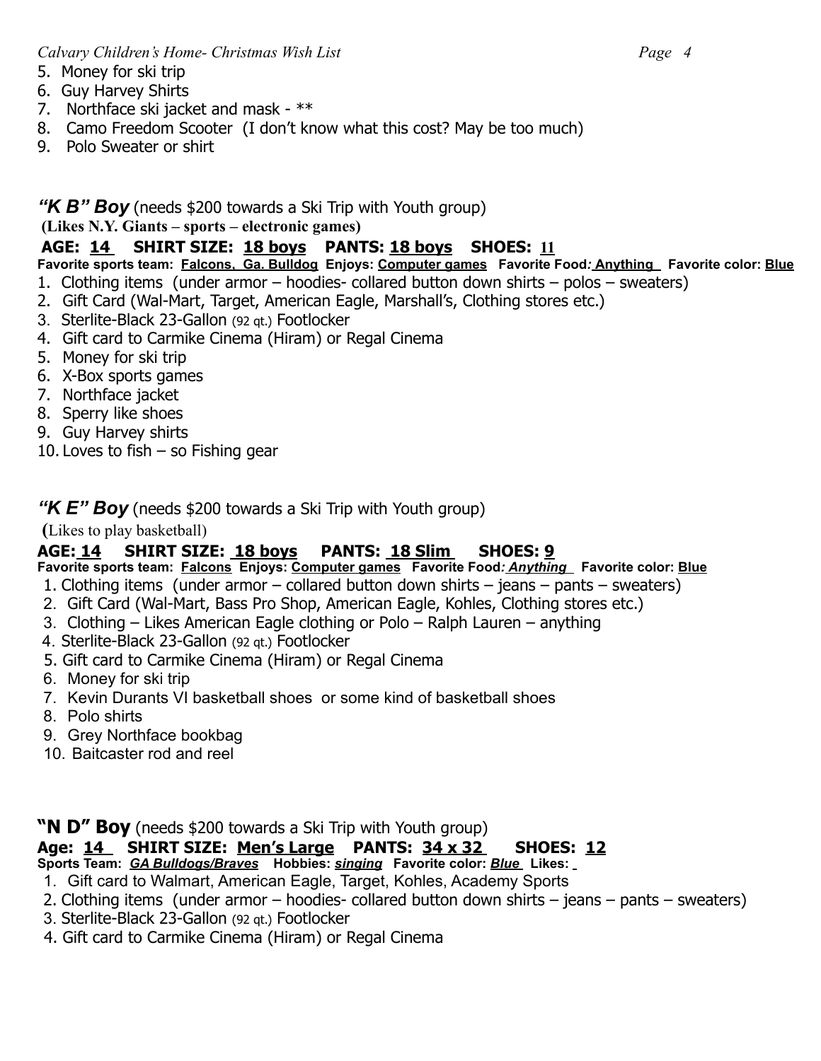5. Money for ski trip
6. Guy Harvey Shirts
7. Northface ski jacket and mask - **
8. Camo Freedom Scooter (I don't know what this cost? May be too much)
9. Polo Sweater or shirt

***"K B" Boy*** (needs $200 towards a Ski Trip with Youth group)

**(Likes N.Y. Giants – sports – electronic games)**

**AGE: 14 SHIRT SIZE: 18 boys PANTS: 18 boys SHOES: 11**

**Favorite sports team: Falcons, Ga. Bulldog Enjoys: Computer games Favorite Food: Anything Favorite color: Blue**

1. Clothing items (under armor – hoodies- collared button down shirts – polos – sweaters)
2. Gift Card (Wal-Mart, Target, American Eagle, Marshall's, Clothing stores etc.)
3. Sterlite-Black 23-Gallon (92 qt.) Footlocker
4. Gift card to Carmike Cinema (Hiram) or Regal Cinema
5. Money for ski trip
6. X-Box sports games
7. Northface jacket
8. Sperry like shoes
9. Guy Harvey shirts
10. Loves to fish – so Fishing gear

***"K E" Boy*** (needs $200 towards a Ski Trip with Youth group)

(Likes to play basketball)

**AGE: 14 SHIRT SIZE: 18 boys PANTS: 18 Slim SHOES: 9**

**Favorite sports team: Falcons Enjoys: Computer games Favorite Food: *Anything* Favorite color: Blue**

1. Clothing items (under armor – collared button down shirts – jeans – pants – sweaters)
2. Gift Card (Wal-Mart, Bass Pro Shop, American Eagle, Kohles, Clothing stores etc.)
3. Clothing – Likes American Eagle clothing or Polo – Ralph Lauren – anything
4. Sterlite-Black 23-Gallon (92 qt.) Footlocker
5. Gift card to Carmike Cinema (Hiram) or Regal Cinema
6. Money for ski trip
7. Kevin Durants VI basketball shoes or some kind of basketball shoes
8. Polo shirts
9. Grey Northface bookbag
10. Baitcaster rod and reel

**"N D" Boy** (needs $200 towards a Ski Trip with Youth group)

**Age: 14 SHIRT SIZE: Men's Large PANTS: 34 x 32 SHOES: 12**

**Sports Team: *GA Bulldogs/Braves* Hobbies: *singing* Favorite color: *Blue* Likes:**

1. Gift card to Walmart, American Eagle, Target, Kohles, Academy Sports
2. Clothing items (under armor – hoodies- collared button down shirts – jeans – pants – sweaters)
3. Sterlite-Black 23-Gallon (92 qt.) Footlocker
4. Gift card to Carmike Cinema (Hiram) or Regal Cinema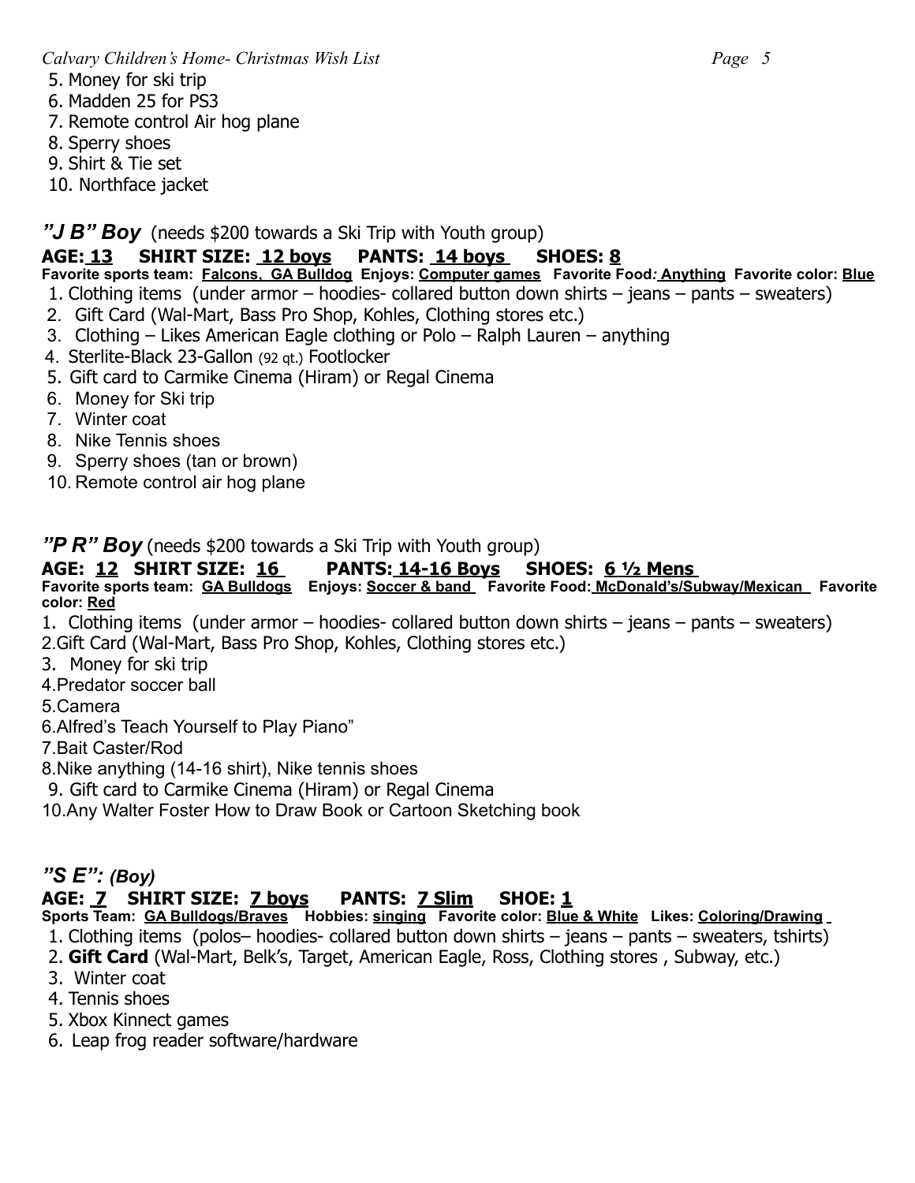5. Money for ski trip
6. Madden 25 for PS3
7. Remote control Air hog plane
8. Sperry shoes
9. Shirt & Tie set
10. Northface jacket

### *"J B" Boy* (needs $200 towards a Ski Trip with Youth group)

**AGE: 13 SHIRT SIZE: 12 boys PANTS: 14 boys SHOES: 8**

**Favorite sports team: Falcons, GA Bulldog Enjoys: Computer games Favorite Food: Anything Favorite color: Blue**

1. Clothing items (under armor – hoodies- collared button down shirts – jeans – pants – sweaters)
2. Gift Card (Wal-Mart, Bass Pro Shop, Kohles, Clothing stores etc.)
3. Clothing – Likes American Eagle clothing or Polo – Ralph Lauren – anything
4. Sterlite-Black 23-Gallon (92 qt.) Footlocker
5. Gift card to Carmike Cinema (Hiram) or Regal Cinema
6. Money for Ski trip
7. Winter coat
8. Nike Tennis shoes
9. Sperry shoes (tan or brown)
10. Remote control air hog plane

### *"P R" Boy* (needs $200 towards a Ski Trip with Youth group)

**AGE: 12 SHIRT SIZE: 16 PANTS: 14-16 Boys SHOES: 6 ½ Mens**

**Favorite sports team: GA Bulldogs Enjoys: Soccer & band Favorite Food: McDonald's/Subway/Mexican Favorite color: Red**

1. Clothing items (under armor – hoodies- collared button down shirts – jeans – pants – sweaters)
2. Gift Card (Wal-Mart, Bass Pro Shop, Kohles, Clothing stores etc.)
3. Money for ski trip
4. Predator soccer ball
5. Camera
6. Alfred's Teach Yourself to Play Piano"
7. Bait Caster/Rod
8. Nike anything (14-16 shirt), Nike tennis shoes
9. Gift card to Carmike Cinema (Hiram) or Regal Cinema
10. Any Walter Foster How to Draw Book or Cartoon Sketching book

### *"S E": (Boy)*

**AGE: 7 SHIRT SIZE: 7 boys PANTS: 7 Slim SHOE: 1**

**Sports Team: GA Bulldogs/Braves Hobbies: singing Favorite color: Blue & White Likes: Coloring/Drawing**

1. Clothing items (polos– hoodies- collared button down shirts – jeans – pants – sweaters, tshirts)
2. **Gift Card** (Wal-Mart, Belk's, Target, American Eagle, Ross, Clothing stores , Subway, etc.)
3. Winter coat
4. Tennis shoes
5. Xbox Kinnect games
6. Leap frog reader software/hardware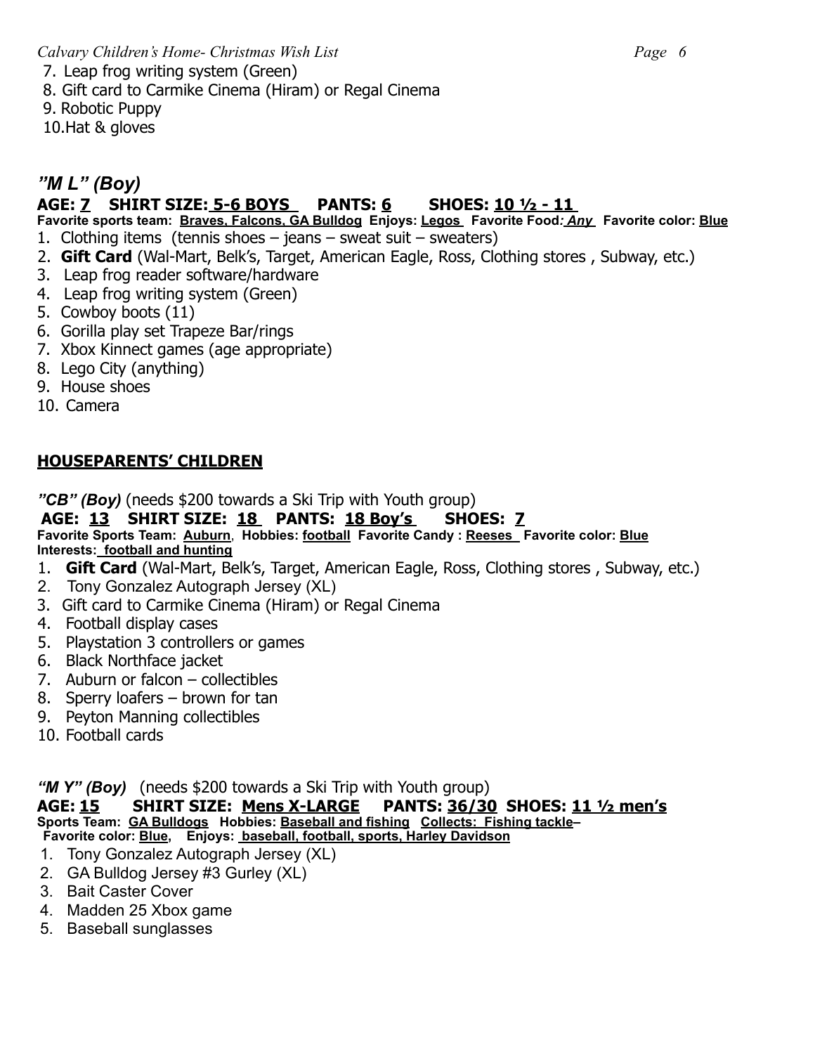7. Leap frog writing system (Green)
8. Gift card to Carmike Cinema (Hiram) or Regal Cinema
9. Robotic Puppy
10. Hat & gloves

### *"M L" (Boy)*

**AGE: 7 SHIRT SIZE: 5-6 BOYS PANTS: 6 SHOES: 10 ½ - 11**

**Favorite sports team: Braves, Falcons, GA Bulldog Enjoys: Legos Favorite Food: *Any* Favorite color: Blue**

1. Clothing items (tennis shoes – jeans – sweat suit – sweaters)
2. **Gift Card** (Wal-Mart, Belk's, Target, American Eagle, Ross, Clothing stores , Subway, etc.)
3. Leap frog reader software/hardware
4. Leap frog writing system (Green)
5. Cowboy boots (11)
6. Gorilla play set Trapeze Bar/rings
7. Xbox Kinnect games (age appropriate)
8. Lego City (anything)
9. House shoes
10. Camera

## HOUSEPARENTS' CHILDREN

***"CB" (Boy)*** (needs $200 towards a Ski Trip with Youth group)

**AGE: 13 SHIRT SIZE: 18 PANTS: 18 Boy's SHOES: 7**

**Favorite Sports Team: Auburn, Hobbies: football Favorite Candy : Reeses Favorite color: Blue**
**Interests: football and hunting**

1. **Gift Card** (Wal-Mart, Belk's, Target, American Eagle, Ross, Clothing stores , Subway, etc.)
2. Tony Gonzalez Autograph Jersey (XL)
3. Gift card to Carmike Cinema (Hiram) or Regal Cinema
4. Football display cases
5. Playstation 3 controllers or games
6. Black Northface jacket
7. Auburn or falcon – collectibles
8. Sperry loafers – brown for tan
9. Peyton Manning collectibles
10. Football cards

***"M Y" (Boy)*** (needs $200 towards a Ski Trip with Youth group)

**AGE: 15 SHIRT SIZE: Mens X-LARGE PANTS: 36/30 SHOES: 11 ½ men's**

**Sports Team: GA Bulldogs Hobbies: Baseball and fishing Collects: Fishing tackle–**
**Favorite color: Blue, Enjoys: baseball, football, sports, Harley Davidson**

1. Tony Gonzalez Autograph Jersey (XL)
2. GA Bulldog Jersey #3 Gurley (XL)
3. Bait Caster Cover
4. Madden 25 Xbox game
5. Baseball sunglasses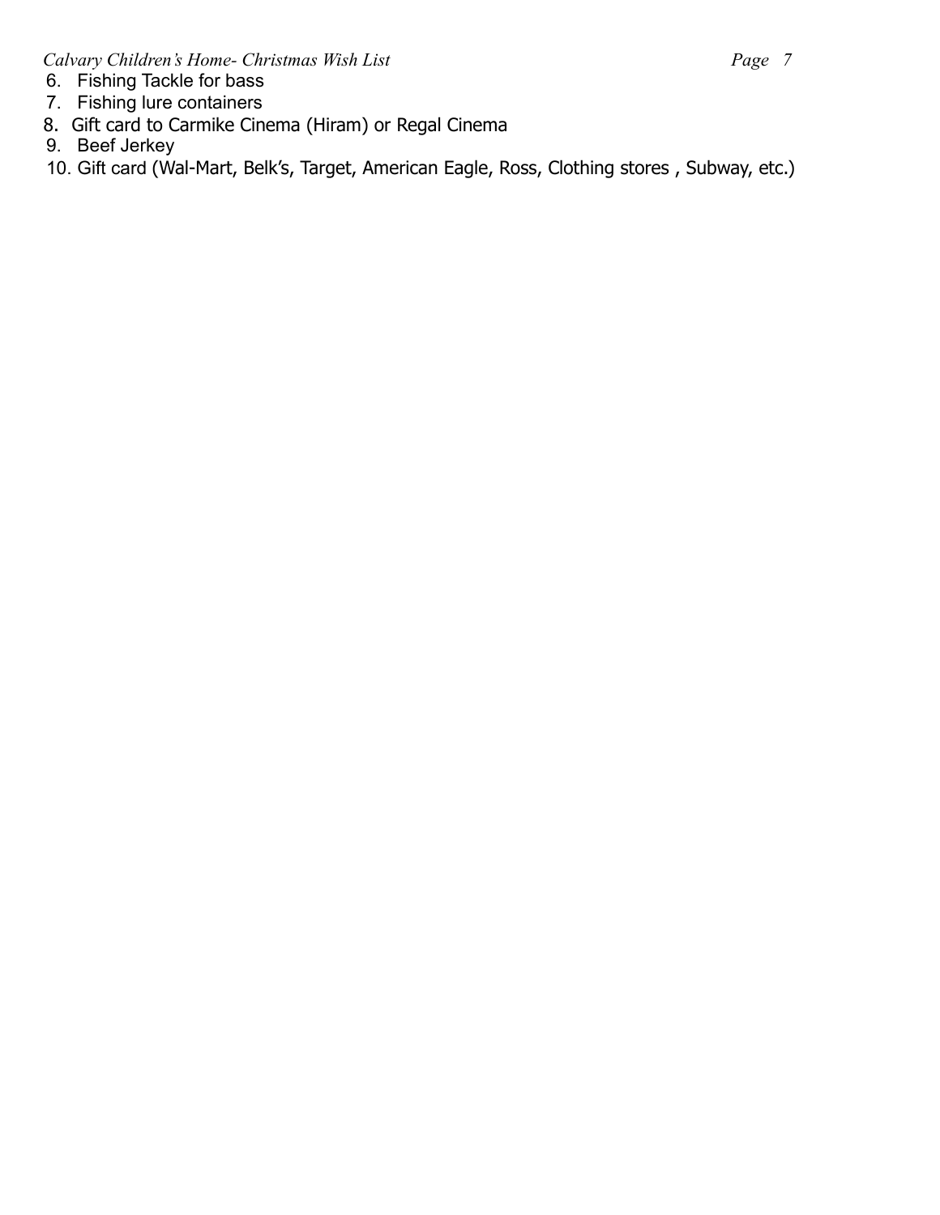6. Fishing Tackle for bass
7. Fishing lure containers
8. Gift card to Carmike Cinema (Hiram) or Regal Cinema
9. Beef Jerkey
10. Gift card (Wal-Mart, Belk's, Target, American Eagle, Ross, Clothing stores , Subway, etc.)